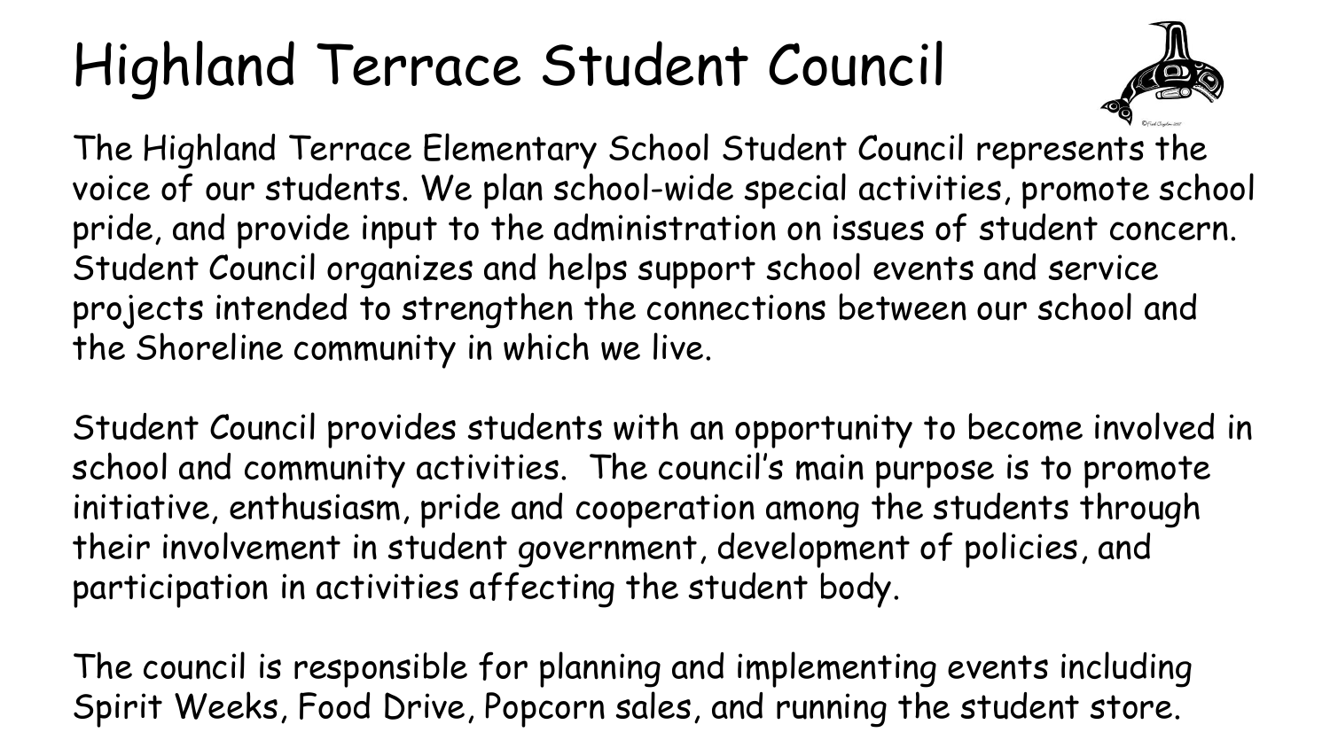# Highland Terrace Student Council

The Highland Terrace Elementary School Student Council represents the voice of our students. We plan school-wide special activities, promote school pride, and provide input to the administration on issues of student concern. Student Council organizes and helps support school events and service projects intended to strengthen the connections between our school and the Shoreline community in which we live.

Student Council provides students with an opportunity to become involved in school and community activities. The council's main purpose is to promote initiative, enthusiasm, pride and cooperation among the students through their involvement in student government, development of policies, and participation in activities affecting the student body.

The council is responsible for planning and implementing events including Spirit Weeks, Food Drive, Popcorn sales, and running the student store.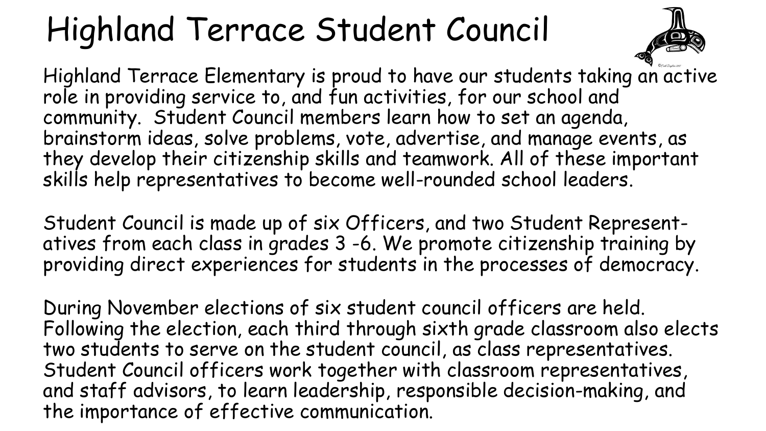# Highland Terrace Student Council

Highland Terrace Elementary is proud to have our students taking an active role in providing service to, and fun activities, for our school and community. Student Council members learn how to set an agenda, brainstorm ideas, solve problems, vote, advertise, and manage events, as they develop their citizenship skills and teamwork. All of these important skills help representatives to become well-rounded school leaders.

Student Council is made up of six Officers, and two Student Representatives from each class in grades 3 -6. We promote citizenship training by providing direct experiences for students in the processes of democracy.

During November elections of six student council officers are held. Following the election, each third through sixth grade classroom also elects two students to serve on the student council, as class representatives. Student Council officers work together with classroom representatives, and staff advisors, to learn leadership, responsible decision-making, and the importance of effective communication.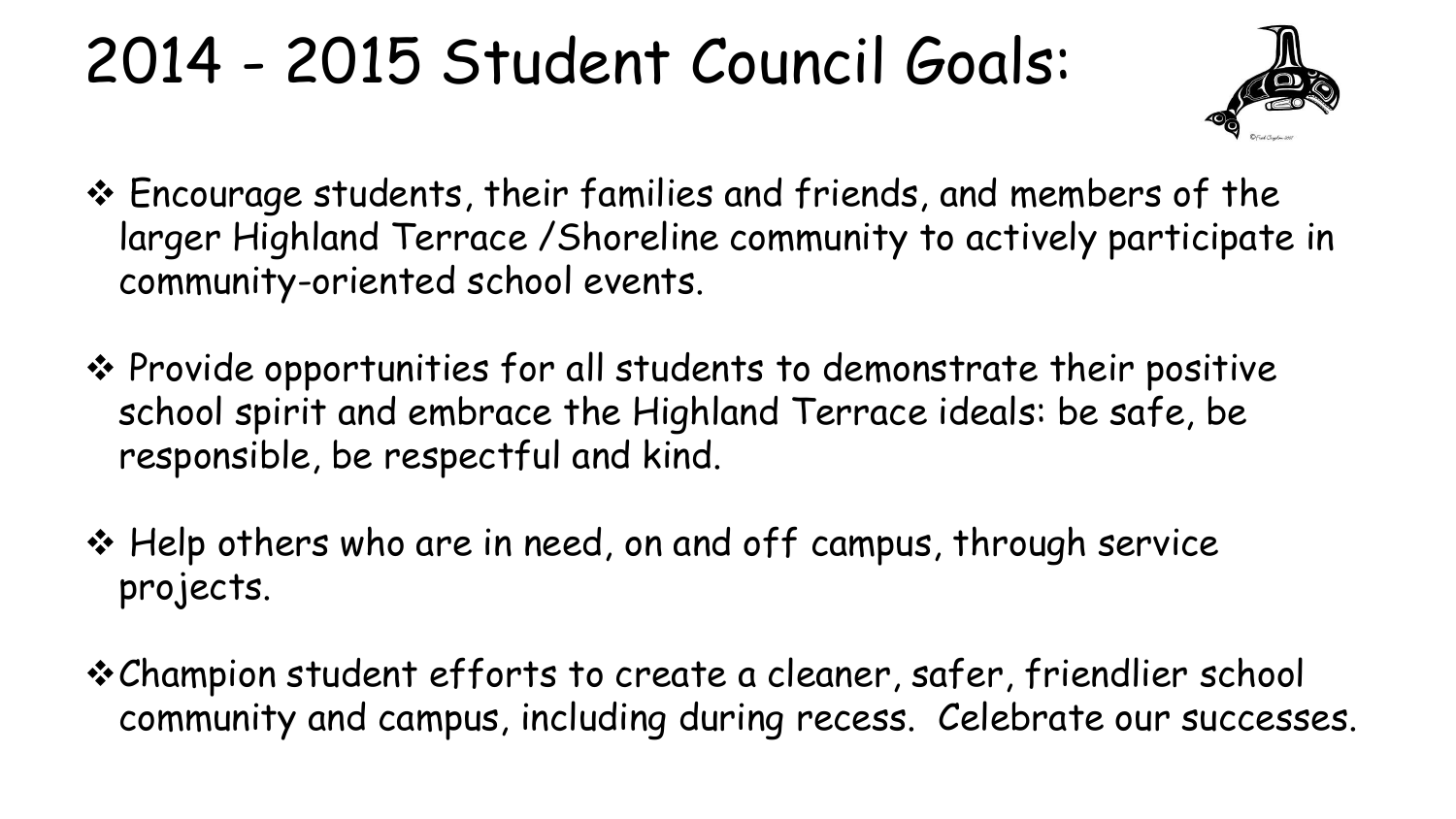# 2014 - 2015 Student Council Goals:

- Encourage students, their families and friends, and members of the larger Highland Terrace /Shoreline community to actively participate in community-oriented school events.
- Provide opportunities for all students to demonstrate their positive school spirit and embrace the Highland Terrace ideals: be safe, be responsible, be respectful and kind.
- Help others who are in need, on and off campus, through service projects.
- Champion student efforts to create a cleaner, safer, friendlier school community and campus, including during recess. Celebrate our successes.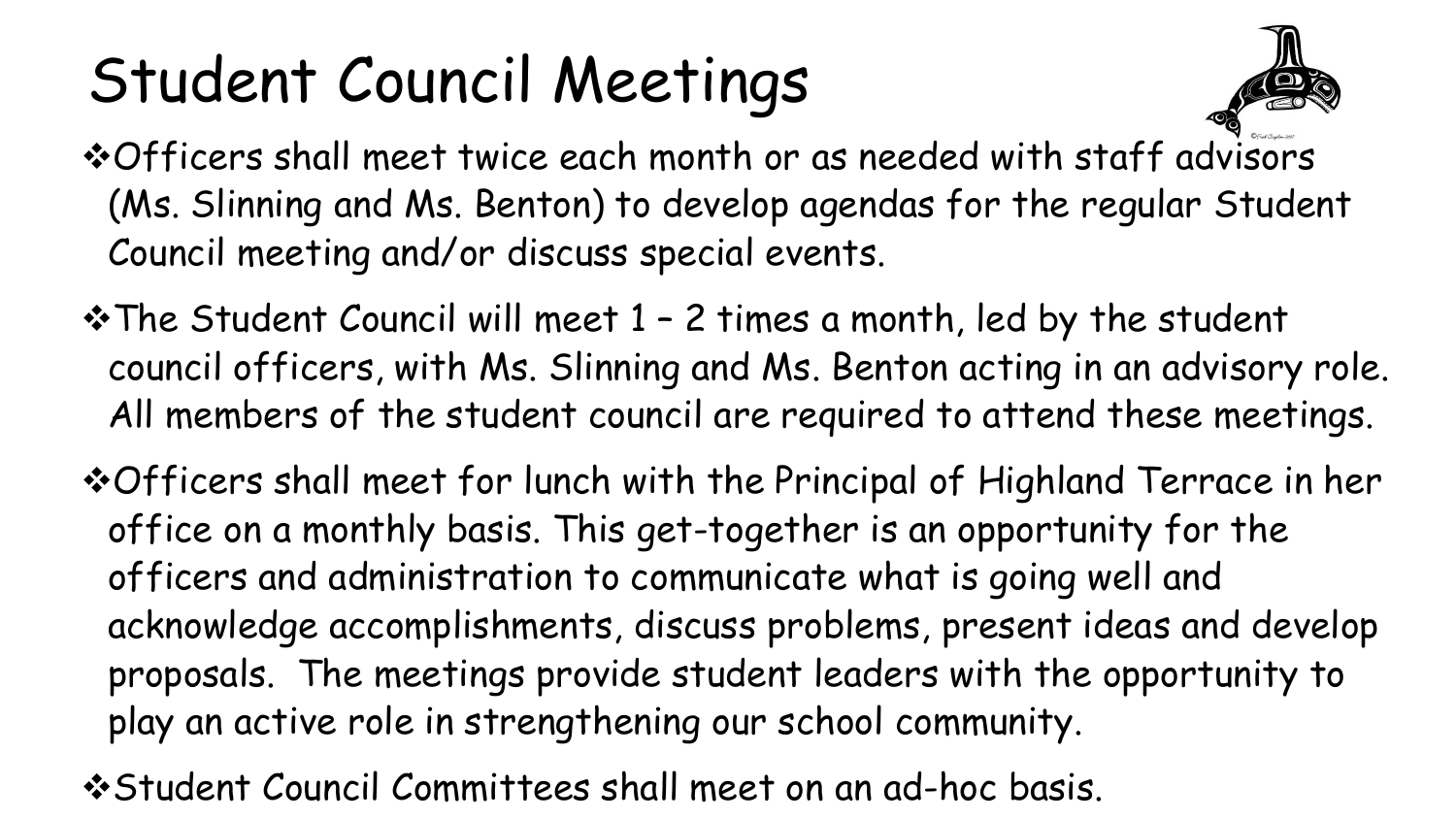# Student Council Meetings

- Officers shall meet twice each month or as needed with staff advisors (Ms. Slinning and Ms. Benton) to develop agendas for the regular Student Council meeting and/or discuss special events.
- The Student Council will meet 1 – 2 times a month, led by the student council officers, with Ms. Slinning and Ms. Benton acting in an advisory role. All members of the student council are required to attend these meetings.
- Officers shall meet for lunch with the Principal of Highland Terrace in her office on a monthly basis. This get-together is an opportunity for the officers and administration to communicate what is going well and acknowledge accomplishments, discuss problems, present ideas and develop proposals. The meetings provide student leaders with the opportunity to play an active role in strengthening our school community.
- Student Council Committees shall meet on an ad-hoc basis.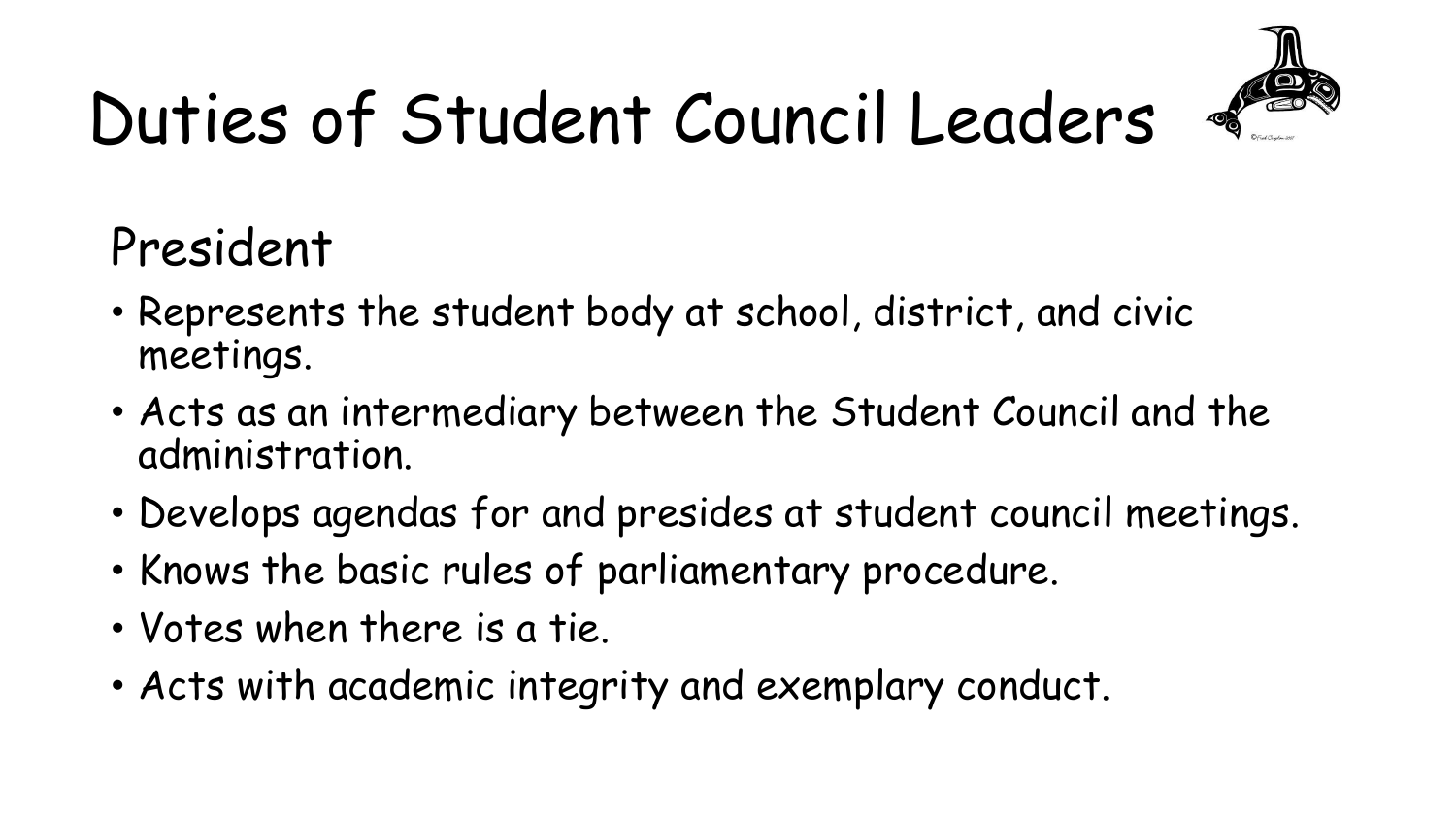# Duties of Student Council Leaders

## President

- Represents the student body at school, district, and civic meetings.
- Acts as an intermediary between the Student Council and the administration.
- Develops agendas for and presides at student council meetings.
- Knows the basic rules of parliamentary procedure.
- Votes when there is a tie.
- Acts with academic integrity and exemplary conduct.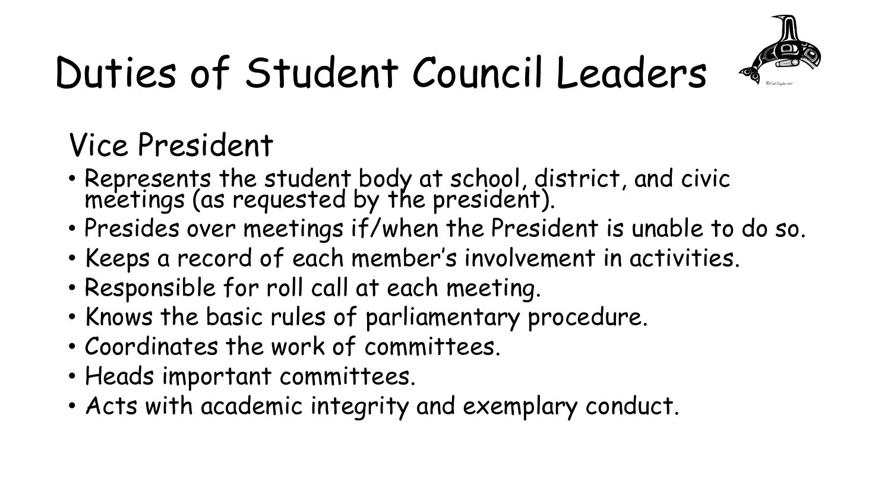# Duties of Student Council Leaders

## Vice President

- Represents the student body at school, district, and civic meetings (as requested by the president).
- Presides over meetings if/when the President is unable to do so.
- Keeps a record of each member's involvement in activities.
- Responsible for roll call at each meeting.
- Knows the basic rules of parliamentary procedure.
- Coordinates the work of committees.
- Heads important committees.
- Acts with academic integrity and exemplary conduct.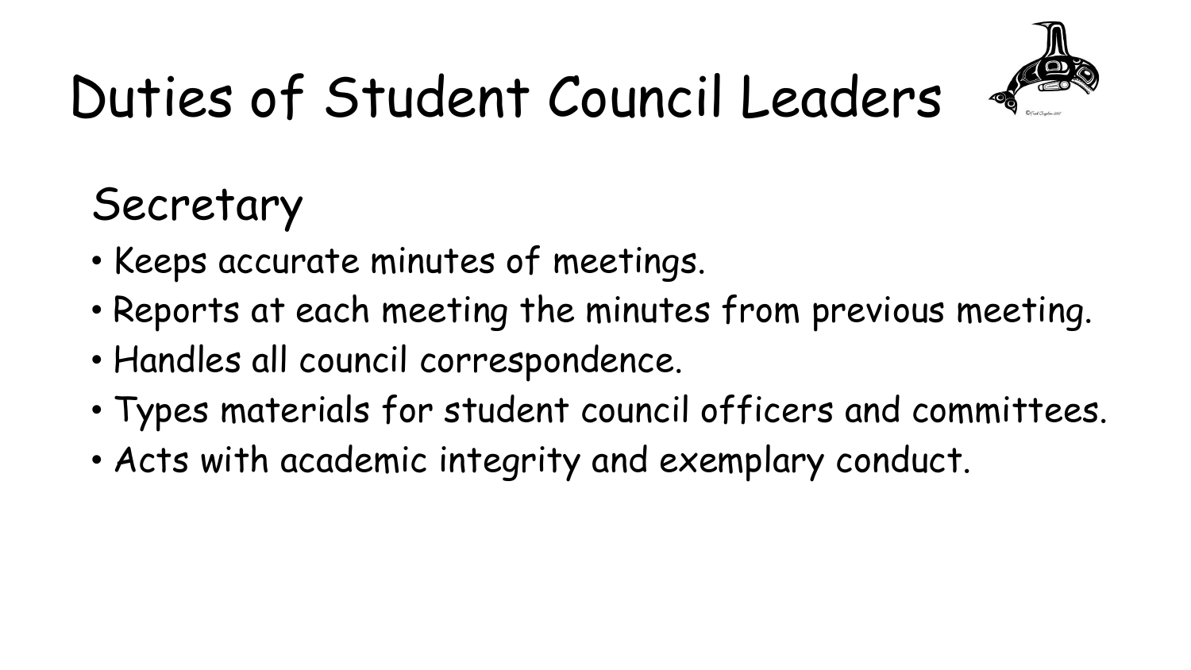# Duties of Student Council Leaders

## Secretary

- Keeps accurate minutes of meetings.
- Reports at each meeting the minutes from previous meeting.
- Handles all council correspondence.
- Types materials for student council officers and committees.
- Acts with academic integrity and exemplary conduct.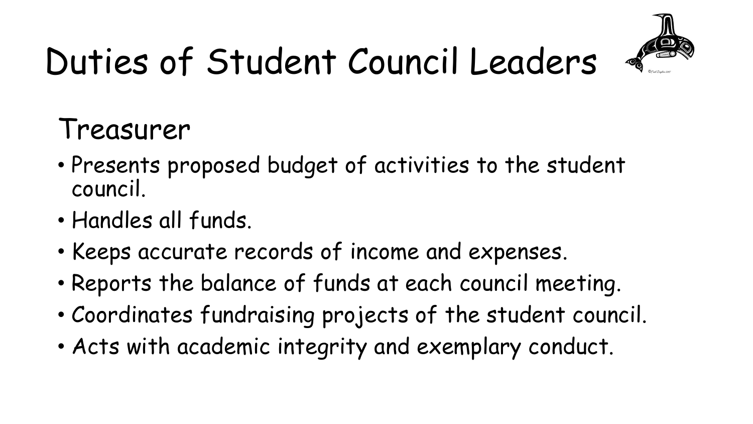# Duties of Student Council Leaders

## Treasurer

- Presents proposed budget of activities to the student council.
- Handles all funds.
- Keeps accurate records of income and expenses.
- Reports the balance of funds at each council meeting.
- Coordinates fundraising projects of the student council.
- Acts with academic integrity and exemplary conduct.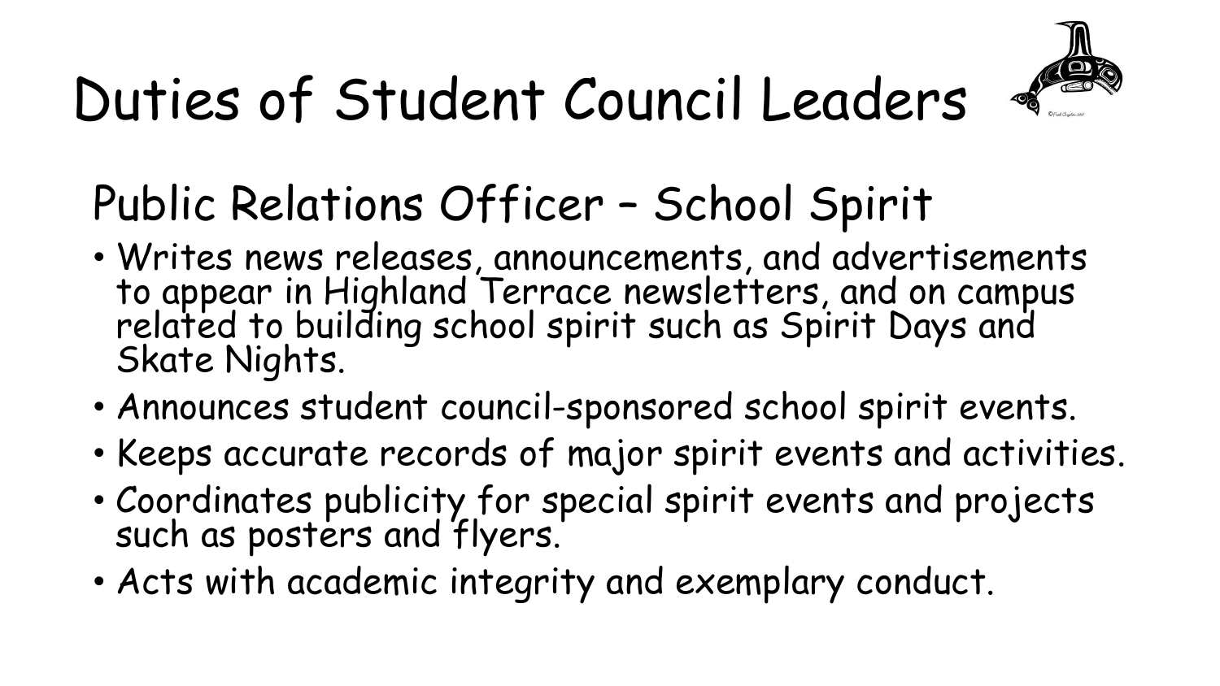# Duties of Student Council Leaders

## Public Relations Officer – School Spirit

- Writes news releases, announcements, and advertisements to appear in Highland Terrace newsletters, and on campus related to building school spirit such as Spirit Days and Skate Nights.
- Announces student council-sponsored school spirit events.
- Keeps accurate records of major spirit events and activities.
- Coordinates publicity for special spirit events and projects such as posters and flyers.
- Acts with academic integrity and exemplary conduct.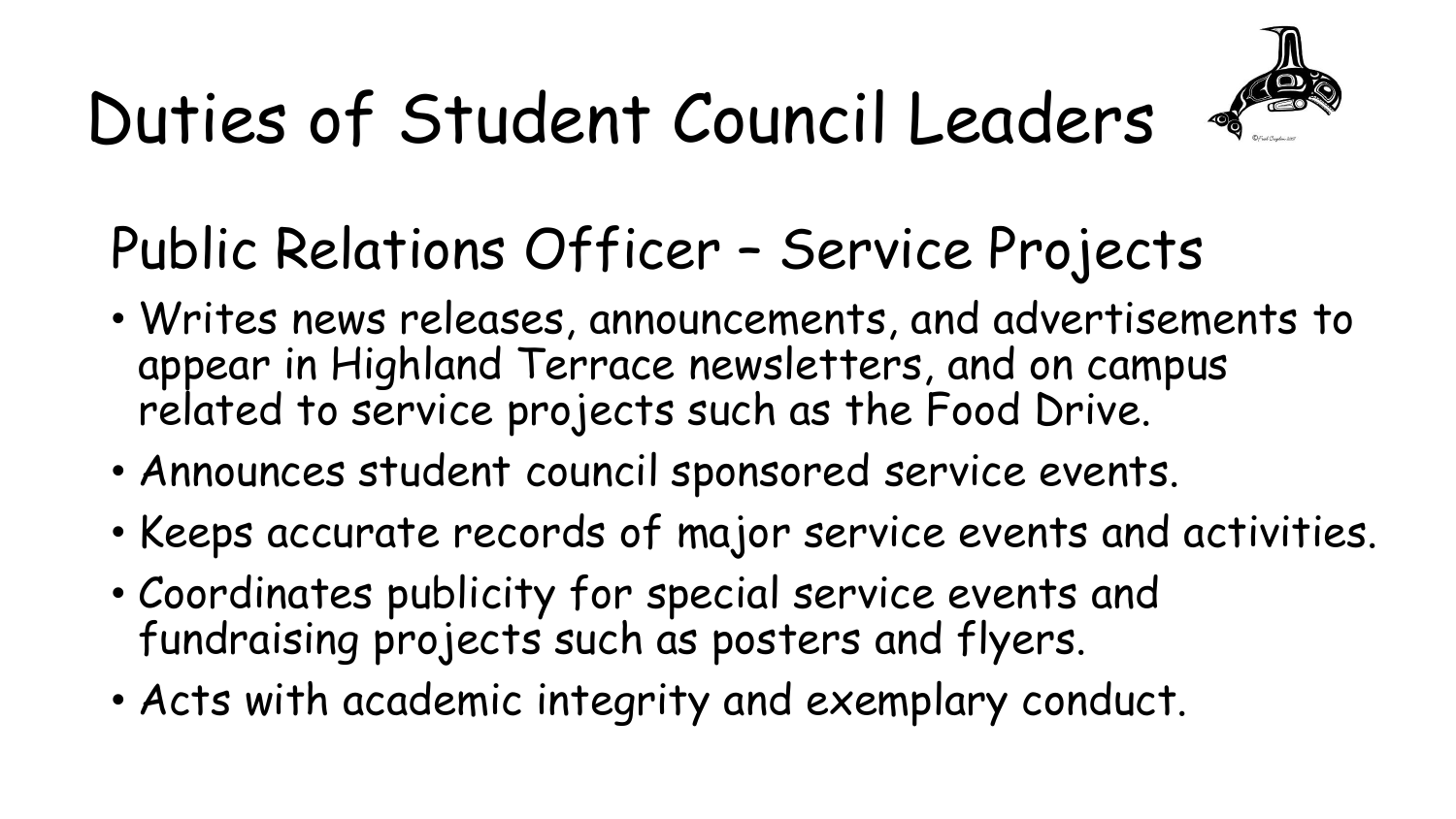# Duties of Student Council Leaders

## Public Relations Officer – Service Projects

- Writes news releases, announcements, and advertisements to appear in Highland Terrace newsletters, and on campus related to service projects such as the Food Drive.
- Announces student council sponsored service events.
- Keeps accurate records of major service events and activities.
- Coordinates publicity for special service events and fundraising projects such as posters and flyers.
- Acts with academic integrity and exemplary conduct.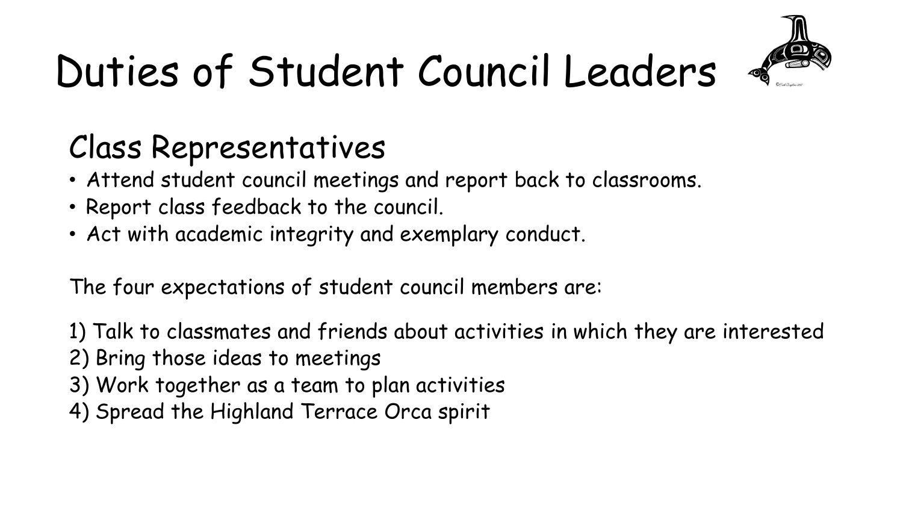# Duties of Student Council Leaders

## Class Representatives

- Attend student council meetings and report back to classrooms.
- Report class feedback to the council.
- Act with academic integrity and exemplary conduct.

The four expectations of student council members are:

1) Talk to classmates and friends about activities in which they are interested
2) Bring those ideas to meetings
3) Work together as a team to plan activities
4) Spread the Highland Terrace Orca spirit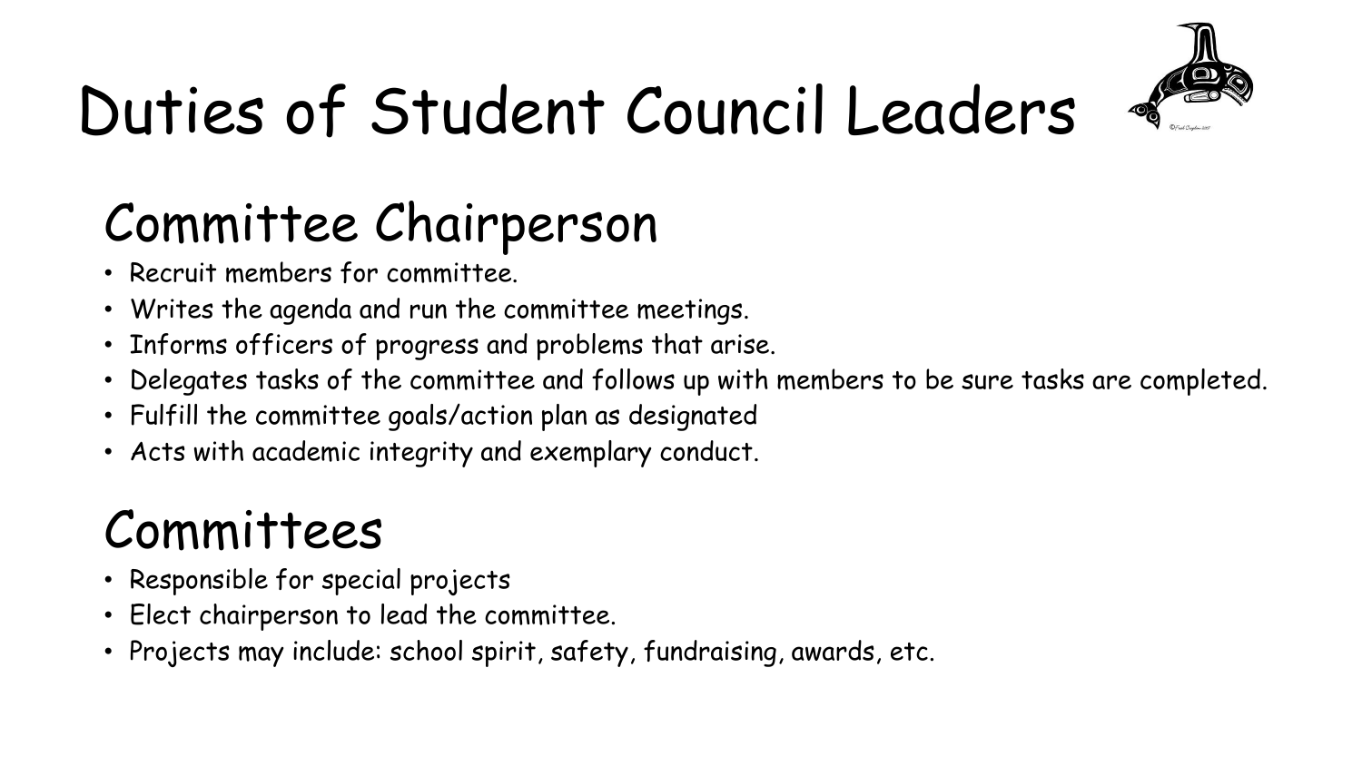# Duties of Student Council Leaders

## Committee Chairperson

- Recruit members for committee.
- Writes the agenda and run the committee meetings.
- Informs officers of progress and problems that arise.
- Delegates tasks of the committee and follows up with members to be sure tasks are completed.
- Fulfill the committee goals/action plan as designated
- Acts with academic integrity and exemplary conduct.

## Committees

- Responsible for special projects
- Elect chairperson to lead the committee.
- Projects may include: school spirit, safety, fundraising, awards, etc.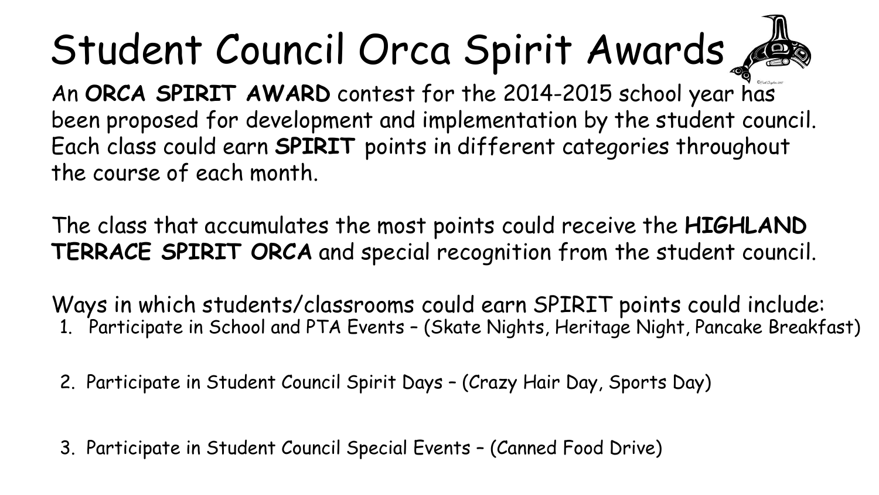# Student Council Orca Spirit Awards

An **ORCA SPIRIT AWARD** contest for the 2014-2015 school year has been proposed for development and implementation by the student council. Each class could earn **SPIRIT** points in different categories throughout the course of each month.

The class that accumulates the most points could receive the **HIGHLAND TERRACE SPIRIT ORCA** and special recognition from the student council.

Ways in which students/classrooms could earn SPIRIT points could include:

1. Participate in School and PTA Events – (Skate Nights, Heritage Night, Pancake Breakfast)
2. Participate in Student Council Spirit Days – (Crazy Hair Day, Sports Day)
3. Participate in Student Council Special Events – (Canned Food Drive)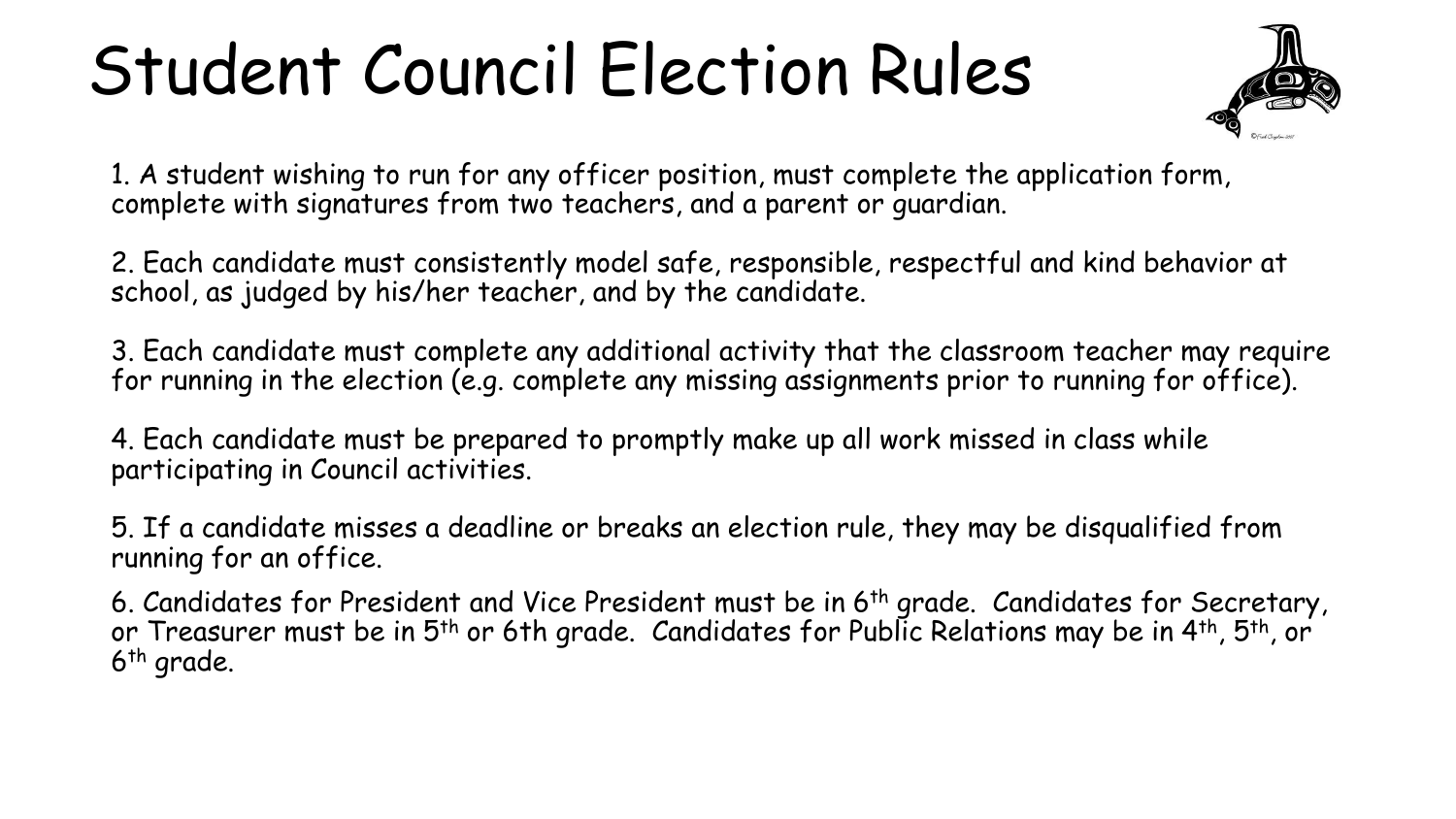# Student Council Election Rules

1. A student wishing to run for any officer position, must complete the application form, complete with signatures from two teachers, and a parent or guardian.

2. Each candidate must consistently model safe, responsible, respectful and kind behavior at school, as judged by his/her teacher, and by the candidate.

3. Each candidate must complete any additional activity that the classroom teacher may require for running in the election (e.g. complete any missing assignments prior to running for office).

4. Each candidate must be prepared to promptly make up all work missed in class while participating in Council activities.

5. If a candidate misses a deadline or breaks an election rule, they may be disqualified from running for an office.

6. Candidates for President and Vice President must be in 6th grade. Candidates for Secretary, or Treasurer must be in 5th or 6th grade. Candidates for Public Relations may be in 4th, 5th, or 6th grade.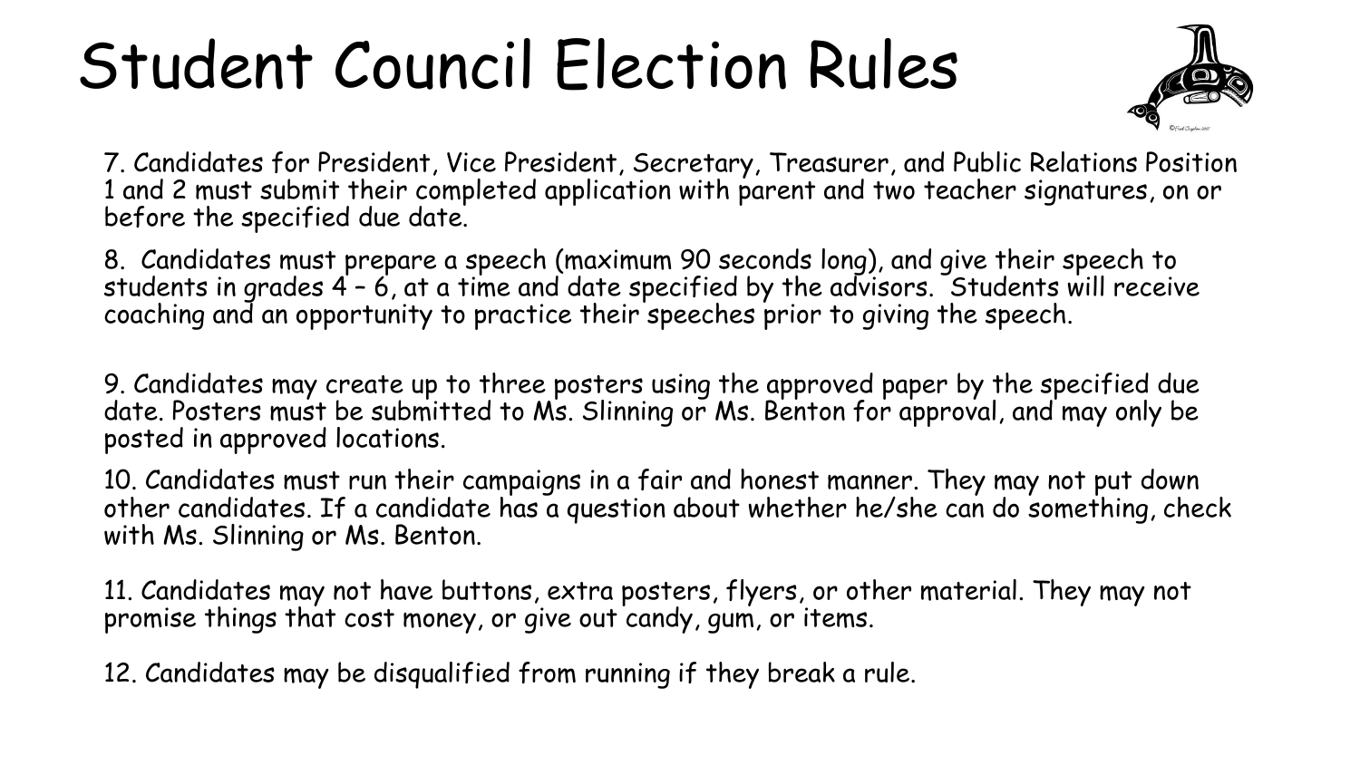# Student Council Election Rules

7. Candidates for President, Vice President, Secretary, Treasurer, and Public Relations Position 1 and 2 must submit their completed application with parent and two teacher signatures, on or before the specified due date.

8. Candidates must prepare a speech (maximum 90 seconds long), and give their speech to students in grades 4 – 6, at a time and date specified by the advisors. Students will receive coaching and an opportunity to practice their speeches prior to giving the speech.

9. Candidates may create up to three posters using the approved paper by the specified due date. Posters must be submitted to Ms. Slinning or Ms. Benton for approval, and may only be posted in approved locations.

10. Candidates must run their campaigns in a fair and honest manner. They may not put down other candidates. If a candidate has a question about whether he/she can do something, check with Ms. Slinning or Ms. Benton.

11. Candidates may not have buttons, extra posters, flyers, or other material. They may not promise things that cost money, or give out candy, gum, or items.

12. Candidates may be disqualified from running if they break a rule.